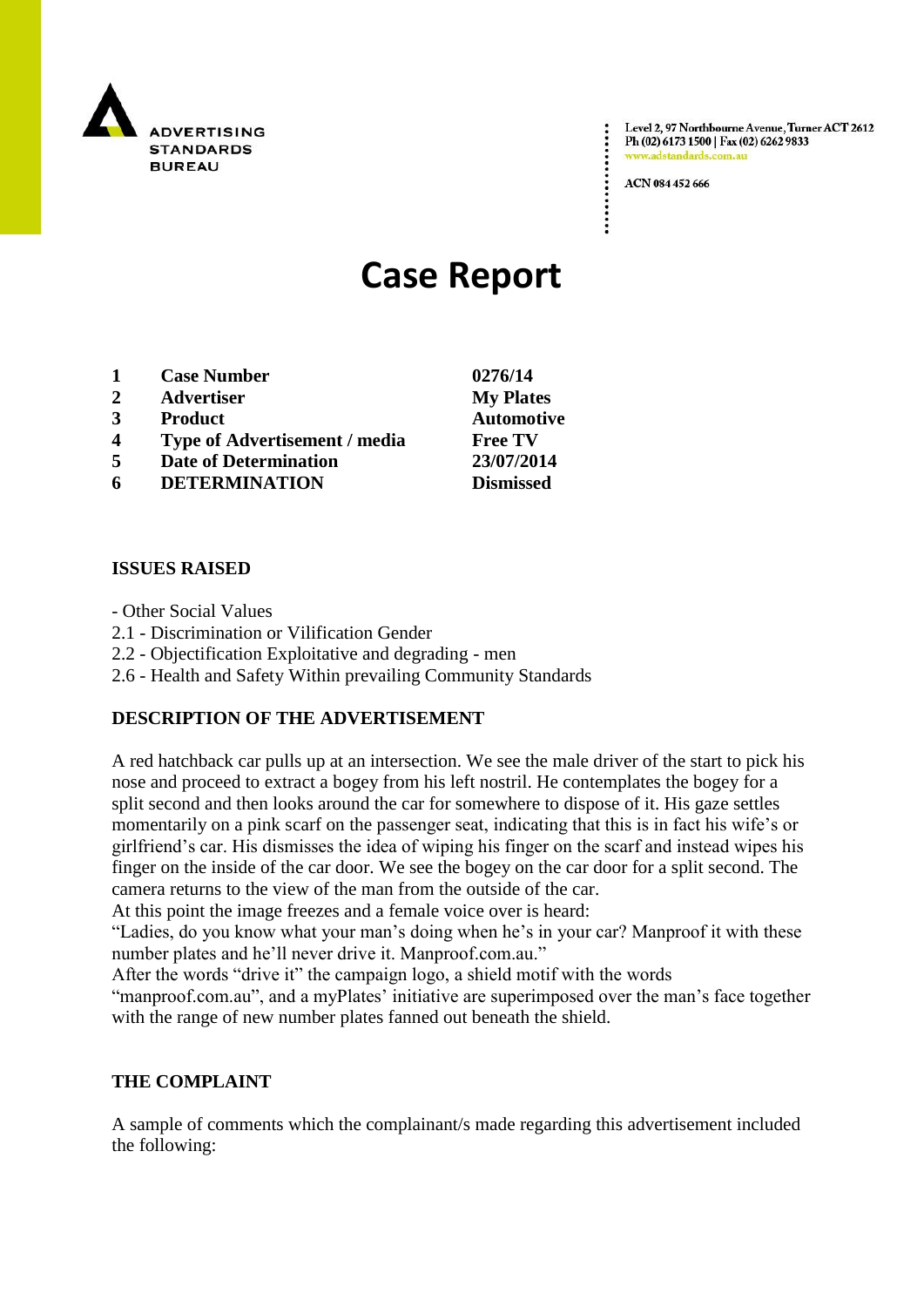ADVERTISING STANDARDS BUREAU

Level 2, 97 Northbourne Avenue, Turner ACT 2612
Ph (02) 6173 1500 | Fax (02) 6262 9833
www.adstandards.com.au

ACN 084 452 666

# Case Report

| | | |
|---|---|---|
| **1** | **Case Number** | **0276/14** |
| **2** | **Advertiser** | **My Plates** |
| **3** | **Product** | **Automotive** |
| **4** | **Type of Advertisement / media** | **Free TV** |
| **5** | **Date of Determination** | **23/07/2014** |
| **6** | **DETERMINATION** | **Dismissed** |

**ISSUES RAISED**

- Other Social Values
2.1 - Discrimination or Vilification Gender
2.2 - Objectification Exploitative and degrading - men
2.6 - Health and Safety Within prevailing Community Standards

**DESCRIPTION OF THE ADVERTISEMENT**

A red hatchback car pulls up at an intersection. We see the male driver of the start to pick his nose and proceed to extract a bogey from his left nostril. He contemplates the bogey for a split second and then looks around the car for somewhere to dispose of it. His gaze settles momentarily on a pink scarf on the passenger seat, indicating that this is in fact his wife's or girlfriend's car. His dismisses the idea of wiping his finger on the scarf and instead wipes his finger on the inside of the car door. We see the bogey on the car door for a split second. The camera returns to the view of the man from the outside of the car.
At this point the image freezes and a female voice over is heard:
"Ladies, do you know what your man's doing when he's in your car? Manproof it with these number plates and he'll never drive it. Manproof.com.au."
After the words "drive it" the campaign logo, a shield motif with the words "manproof.com.au", and a myPlates' initiative are superimposed over the man's face together with the range of new number plates fanned out beneath the shield.

**THE COMPLAINT**

A sample of comments which the complainant/s made regarding this advertisement included the following: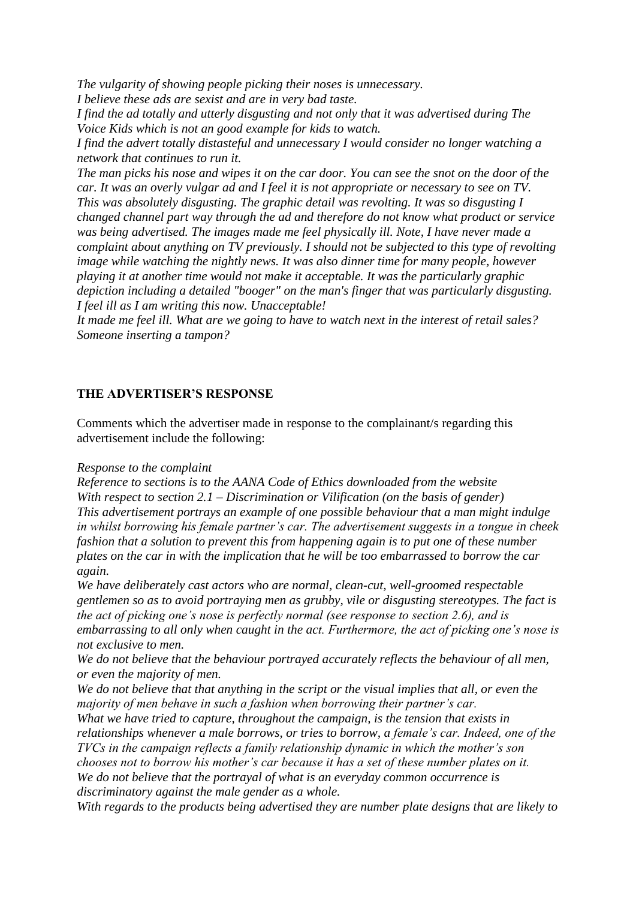*The vulgarity of showing people picking their noses is unnecessary.*
*I believe these ads are sexist and are in very bad taste.*
*I find the ad totally and utterly disgusting and not only that it was advertised during The Voice Kids which is not an good example for kids to watch.*
*I find the advert totally distasteful and unnecessary I would consider no longer watching a network that continues to run it.*
*The man picks his nose and wipes it on the car door. You can see the snot on the door of the car. It was an overly vulgar ad and I feel it is not appropriate or necessary to see on TV.*
*This was absolutely disgusting. The graphic detail was revolting. It was so disgusting I changed channel part way through the ad and therefore do not know what product or service was being advertised. The images made me feel physically ill. Note, I have never made a complaint about anything on TV previously. I should not be subjected to this type of revolting image while watching the nightly news. It was also dinner time for many people, however playing it at another time would not make it acceptable. It was the particularly graphic depiction including a detailed "booger" on the man's finger that was particularly disgusting. I feel ill as I am writing this now. Unacceptable!*
*It made me feel ill. What are we going to have to watch next in the interest of retail sales? Someone inserting a tampon?*

## THE ADVERTISER'S RESPONSE

Comments which the advertiser made in response to the complainant/s regarding this advertisement include the following:

*Response to the complaint*
*Reference to sections is to the AANA Code of Ethics downloaded from the website*
*With respect to section 2.1 – Discrimination or Vilification (on the basis of gender)*
*This advertisement portrays an example of one possible behaviour that a man might indulge in whilst borrowing his female partner's car. The advertisement suggests in a tongue in cheek fashion that a solution to prevent this from happening again is to put one of these number plates on the car in with the implication that he will be too embarrassed to borrow the car again.*
*We have deliberately cast actors who are normal, clean-cut, well-groomed respectable gentlemen so as to avoid portraying men as grubby, vile or disgusting stereotypes. The fact is the act of picking one's nose is perfectly normal (see response to section 2.6), and is embarrassing to all only when caught in the act. Furthermore, the act of picking one's nose is not exclusive to men.*
*We do not believe that the behaviour portrayed accurately reflects the behaviour of all men, or even the majority of men.*
*We do not believe that that anything in the script or the visual implies that all, or even the majority of men behave in such a fashion when borrowing their partner's car.*
*What we have tried to capture, throughout the campaign, is the tension that exists in relationships whenever a male borrows, or tries to borrow, a female's car. Indeed, one of the TVCs in the campaign reflects a family relationship dynamic in which the mother's son chooses not to borrow his mother's car because it has a set of these number plates on it.*
*We do not believe that the portrayal of what is an everyday common occurrence is discriminatory against the male gender as a whole.*
*With regards to the products being advertised they are number plate designs that are likely to*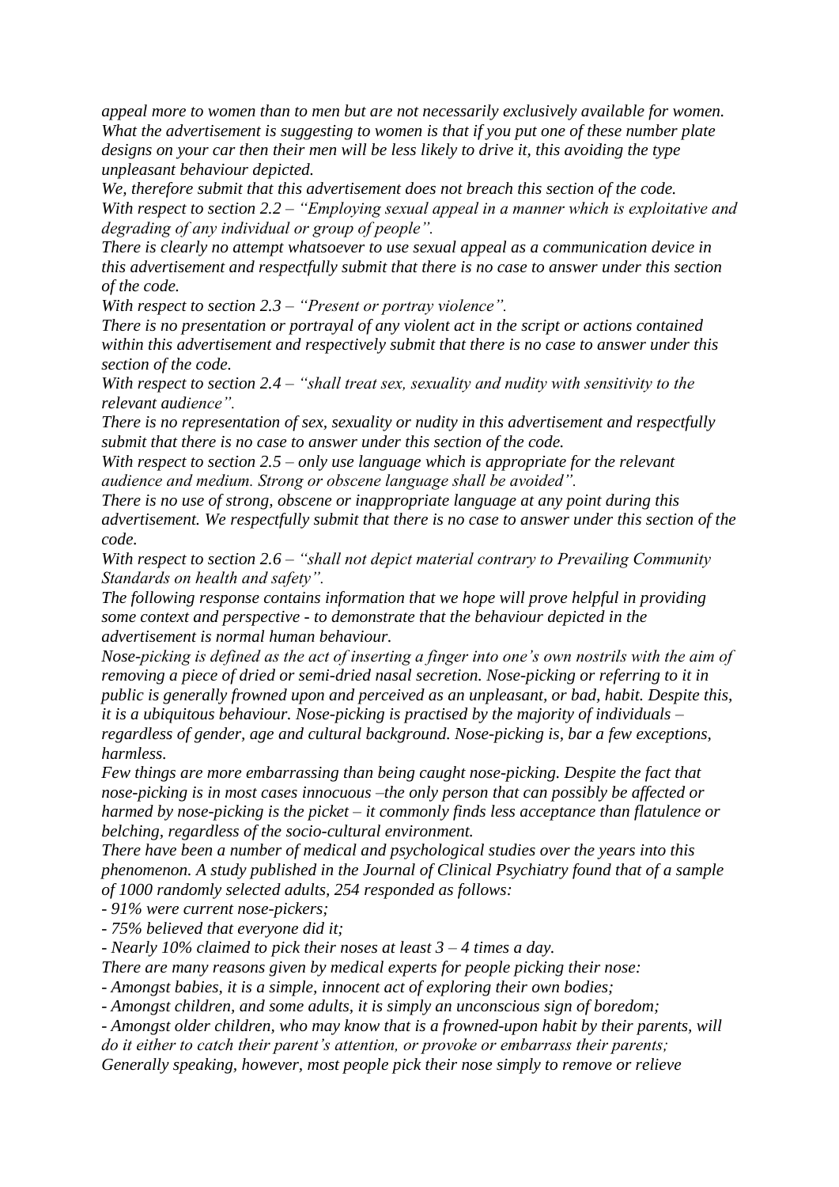*appeal more to women than to men but are not necessarily exclusively available for women. What the advertisement is suggesting to women is that if you put one of these number plate designs on your car then their men will be less likely to drive it, this avoiding the type unpleasant behaviour depicted.*

*We, therefore submit that this advertisement does not breach this section of the code.*

*With respect to section 2.2 – "Employing sexual appeal in a manner which is exploitative and degrading of any individual or group of people".*

*There is clearly no attempt whatsoever to use sexual appeal as a communication device in this advertisement and respectfully submit that there is no case to answer under this section of the code.*

*With respect to section 2.3 – "Present or portray violence".*

*There is no presentation or portrayal of any violent act in the script or actions contained within this advertisement and respectively submit that there is no case to answer under this section of the code.*

*With respect to section 2.4 – "shall treat sex, sexuality and nudity with sensitivity to the relevant audience".*

*There is no representation of sex, sexuality or nudity in this advertisement and respectfully submit that there is no case to answer under this section of the code.*

*With respect to section 2.5 – only use language which is appropriate for the relevant audience and medium. Strong or obscene language shall be avoided".*

*There is no use of strong, obscene or inappropriate language at any point during this advertisement. We respectfully submit that there is no case to answer under this section of the code.*

*With respect to section 2.6 – "shall not depict material contrary to Prevailing Community Standards on health and safety".*

*The following response contains information that we hope will prove helpful in providing some context and perspective - to demonstrate that the behaviour depicted in the advertisement is normal human behaviour.*

*Nose-picking is defined as the act of inserting a finger into one's own nostrils with the aim of removing a piece of dried or semi-dried nasal secretion. Nose-picking or referring to it in public is generally frowned upon and perceived as an unpleasant, or bad, habit. Despite this, it is a ubiquitous behaviour. Nose-picking is practised by the majority of individuals – regardless of gender, age and cultural background. Nose-picking is, bar a few exceptions, harmless.*

*Few things are more embarrassing than being caught nose-picking. Despite the fact that nose-picking is in most cases innocuous –the only person that can possibly be affected or harmed by nose-picking is the picket – it commonly finds less acceptance than flatulence or belching, regardless of the socio-cultural environment.*

*There have been a number of medical and psychological studies over the years into this phenomenon. A study published in the Journal of Clinical Psychiatry found that of a sample of 1000 randomly selected adults, 254 responded as follows:*

*- 91% were current nose-pickers;*

*- 75% believed that everyone did it;*

*- Nearly 10% claimed to pick their noses at least 3 – 4 times a day.*

*There are many reasons given by medical experts for people picking their nose:*

*- Amongst babies, it is a simple, innocent act of exploring their own bodies;*

*- Amongst children, and some adults, it is simply an unconscious sign of boredom;*

*- Amongst older children, who may know that is a frowned-upon habit by their parents, will do it either to catch their parent's attention, or provoke or embarrass their parents;*

*Generally speaking, however, most people pick their nose simply to remove or relieve*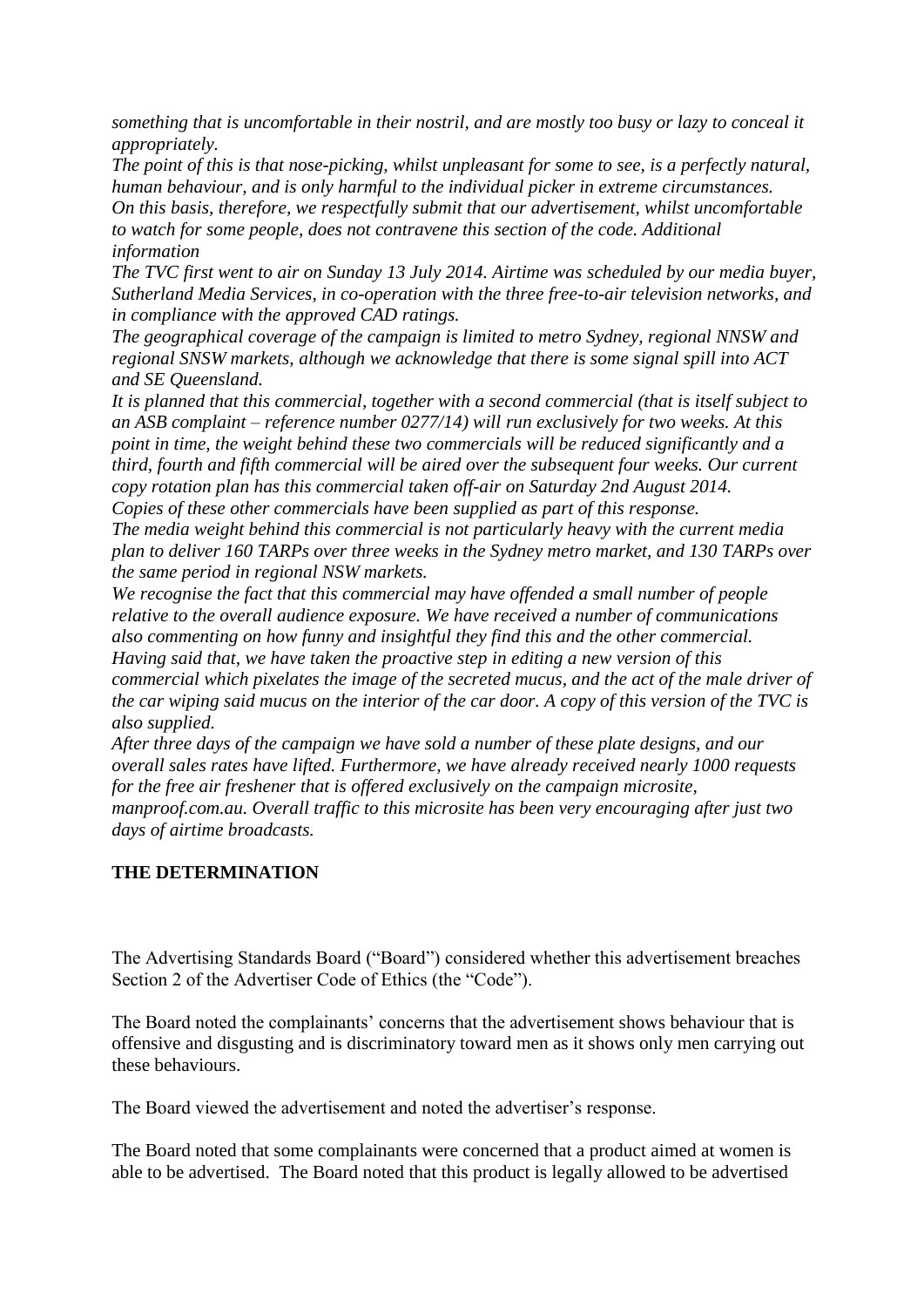*something that is uncomfortable in their nostril, and are mostly too busy or lazy to conceal it appropriately.*

*The point of this is that nose-picking, whilst unpleasant for some to see, is a perfectly natural, human behaviour, and is only harmful to the individual picker in extreme circumstances.*

*On this basis, therefore, we respectfully submit that our advertisement, whilst uncomfortable to watch for some people, does not contravene this section of the code. Additional information*

*The TVC first went to air on Sunday 13 July 2014. Airtime was scheduled by our media buyer, Sutherland Media Services, in co-operation with the three free-to-air television networks, and in compliance with the approved CAD ratings.*

*The geographical coverage of the campaign is limited to metro Sydney, regional NNSW and regional SNSW markets, although we acknowledge that there is some signal spill into ACT and SE Queensland.*

*It is planned that this commercial, together with a second commercial (that is itself subject to an ASB complaint – reference number 0277/14) will run exclusively for two weeks. At this point in time, the weight behind these two commercials will be reduced significantly and a third, fourth and fifth commercial will be aired over the subsequent four weeks. Our current copy rotation plan has this commercial taken off-air on Saturday 2nd August 2014.*

*Copies of these other commercials have been supplied as part of this response.*

*The media weight behind this commercial is not particularly heavy with the current media plan to deliver 160 TARPs over three weeks in the Sydney metro market, and 130 TARPs over the same period in regional NSW markets.*

*We recognise the fact that this commercial may have offended a small number of people relative to the overall audience exposure. We have received a number of communications also commenting on how funny and insightful they find this and the other commercial.*

*Having said that, we have taken the proactive step in editing a new version of this commercial which pixelates the image of the secreted mucus, and the act of the male driver of the car wiping said mucus on the interior of the car door. A copy of this version of the TVC is also supplied.*

*After three days of the campaign we have sold a number of these plate designs, and our overall sales rates have lifted. Furthermore, we have already received nearly 1000 requests for the free air freshener that is offered exclusively on the campaign microsite, manproof.com.au. Overall traffic to this microsite has been very encouraging after just two days of airtime broadcasts.*

**THE DETERMINATION**

The Advertising Standards Board ("Board") considered whether this advertisement breaches Section 2 of the Advertiser Code of Ethics (the "Code").

The Board noted the complainants' concerns that the advertisement shows behaviour that is offensive and disgusting and is discriminatory toward men as it shows only men carrying out these behaviours.

The Board viewed the advertisement and noted the advertiser's response.

The Board noted that some complainants were concerned that a product aimed at women is able to be advertised. The Board noted that this product is legally allowed to be advertised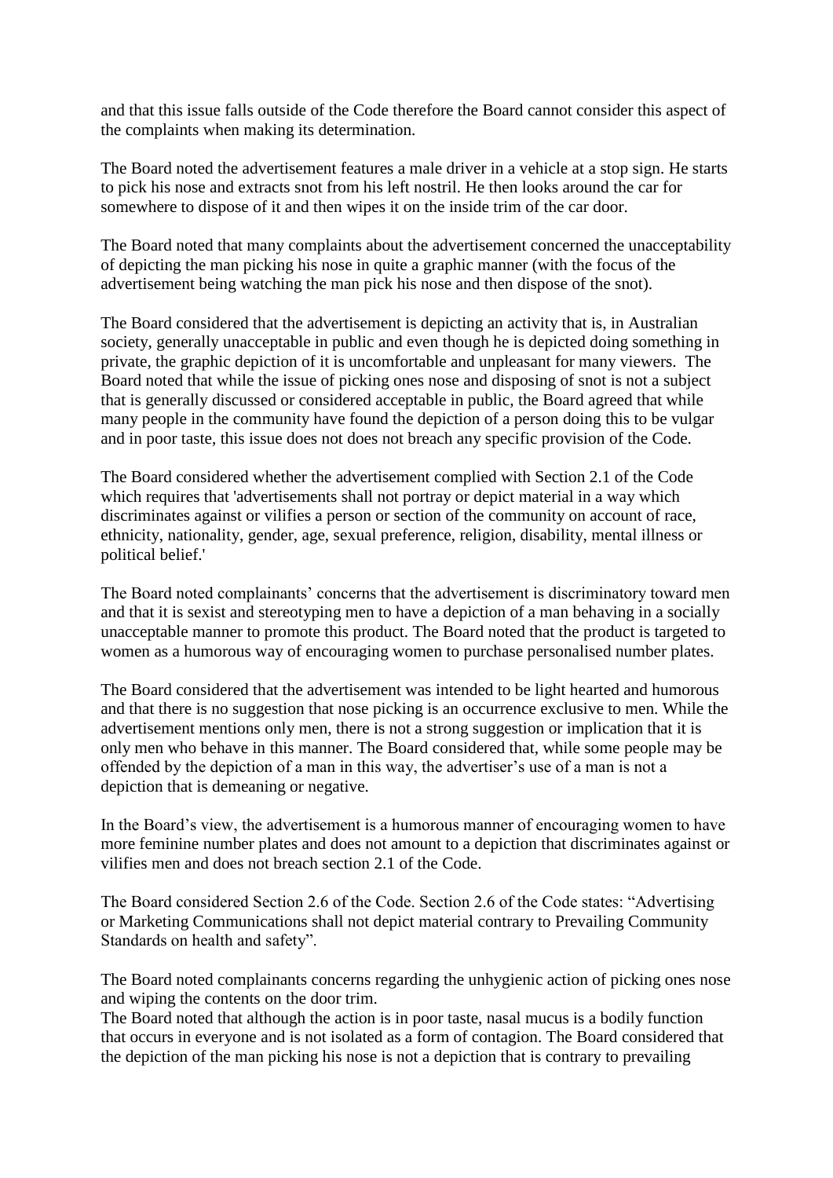and that this issue falls outside of the Code therefore the Board cannot consider this aspect of the complaints when making its determination.

The Board noted the advertisement features a male driver in a vehicle at a stop sign. He starts to pick his nose and extracts snot from his left nostril. He then looks around the car for somewhere to dispose of it and then wipes it on the inside trim of the car door.

The Board noted that many complaints about the advertisement concerned the unacceptability of depicting the man picking his nose in quite a graphic manner (with the focus of the advertisement being watching the man pick his nose and then dispose of the snot).

The Board considered that the advertisement is depicting an activity that is, in Australian society, generally unacceptable in public and even though he is depicted doing something in private, the graphic depiction of it is uncomfortable and unpleasant for many viewers. The Board noted that while the issue of picking ones nose and disposing of snot is not a subject that is generally discussed or considered acceptable in public, the Board agreed that while many people in the community have found the depiction of a person doing this to be vulgar and in poor taste, this issue does not does not breach any specific provision of the Code.

The Board considered whether the advertisement complied with Section 2.1 of the Code which requires that 'advertisements shall not portray or depict material in a way which discriminates against or vilifies a person or section of the community on account of race, ethnicity, nationality, gender, age, sexual preference, religion, disability, mental illness or political belief.'

The Board noted complainants' concerns that the advertisement is discriminatory toward men and that it is sexist and stereotyping men to have a depiction of a man behaving in a socially unacceptable manner to promote this product. The Board noted that the product is targeted to women as a humorous way of encouraging women to purchase personalised number plates.

The Board considered that the advertisement was intended to be light hearted and humorous and that there is no suggestion that nose picking is an occurrence exclusive to men. While the advertisement mentions only men, there is not a strong suggestion or implication that it is only men who behave in this manner. The Board considered that, while some people may be offended by the depiction of a man in this way, the advertiser's use of a man is not a depiction that is demeaning or negative.

In the Board's view, the advertisement is a humorous manner of encouraging women to have more feminine number plates and does not amount to a depiction that discriminates against or vilifies men and does not breach section 2.1 of the Code.

The Board considered Section 2.6 of the Code. Section 2.6 of the Code states: "Advertising or Marketing Communications shall not depict material contrary to Prevailing Community Standards on health and safety".

The Board noted complainants concerns regarding the unhygienic action of picking ones nose and wiping the contents on the door trim.
The Board noted that although the action is in poor taste, nasal mucus is a bodily function that occurs in everyone and is not isolated as a form of contagion. The Board considered that the depiction of the man picking his nose is not a depiction that is contrary to prevailing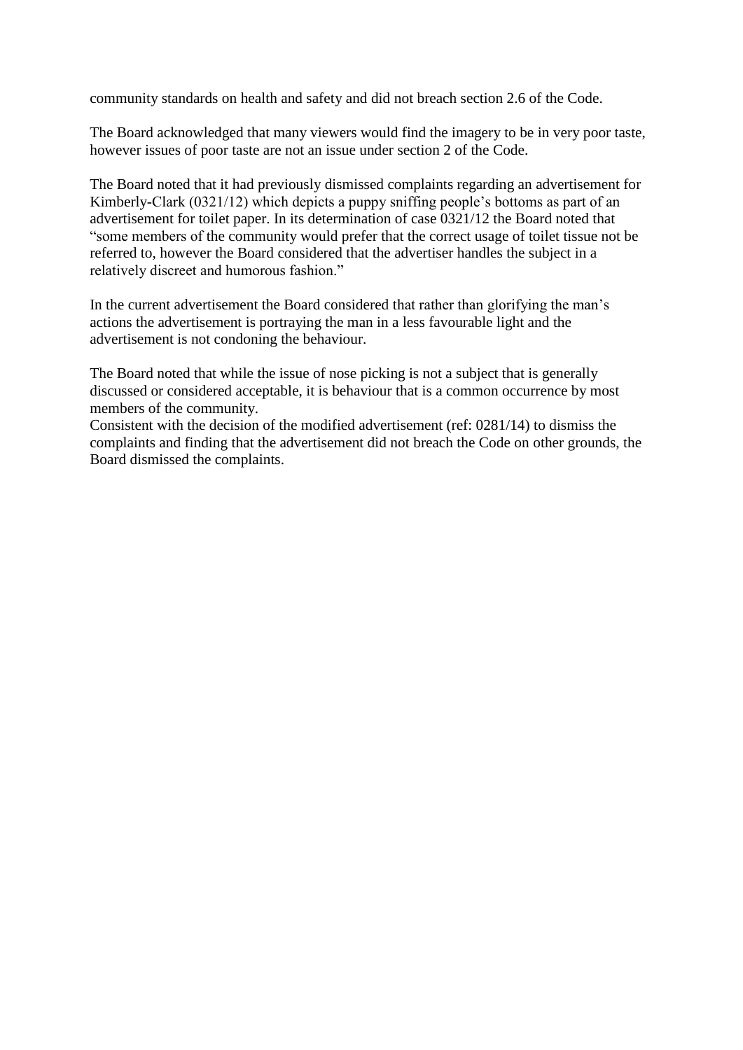community standards on health and safety and did not breach section 2.6 of the Code.

The Board acknowledged that many viewers would find the imagery to be in very poor taste, however issues of poor taste are not an issue under section 2 of the Code.

The Board noted that it had previously dismissed complaints regarding an advertisement for Kimberly-Clark (0321/12) which depicts a puppy sniffing people's bottoms as part of an advertisement for toilet paper. In its determination of case 0321/12 the Board noted that "some members of the community would prefer that the correct usage of toilet tissue not be referred to, however the Board considered that the advertiser handles the subject in a relatively discreet and humorous fashion."

In the current advertisement the Board considered that rather than glorifying the man's actions the advertisement is portraying the man in a less favourable light and the advertisement is not condoning the behaviour.

The Board noted that while the issue of nose picking is not a subject that is generally discussed or considered acceptable, it is behaviour that is a common occurrence by most members of the community.
Consistent with the decision of the modified advertisement (ref: 0281/14) to dismiss the complaints and finding that the advertisement did not breach the Code on other grounds, the Board dismissed the complaints.